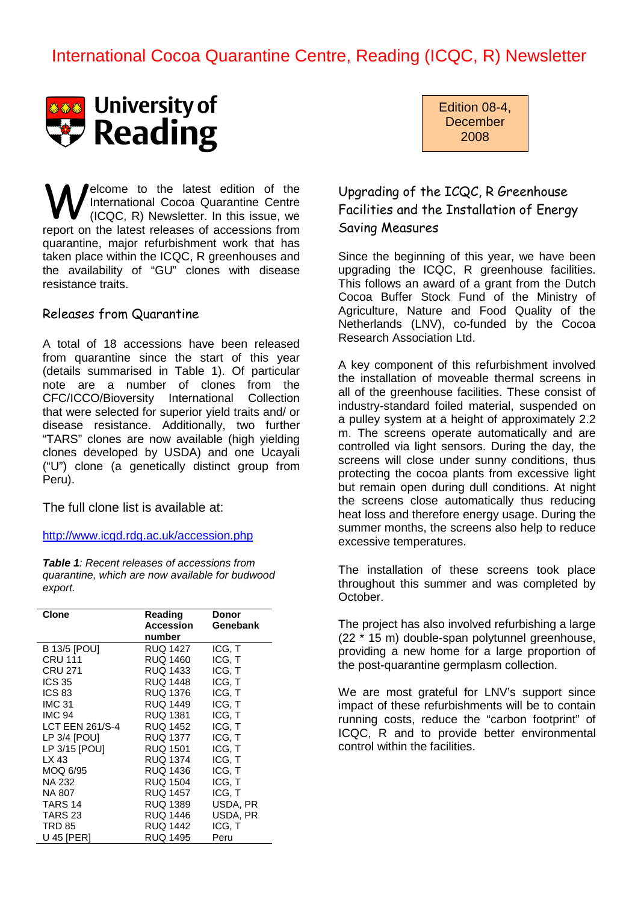# International Cocoa Quarantine Centre, Reading (ICQC, R) Newsletter

University of Reading

Edition 08-4, December 2008

Welcome to the latest edition of the International Cocoa Quarantine Centre (ICQC, R) Newsletter. In this issue, we report on the latest releases of accessions from quarantine, major refurbishment work that has taken place within the ICQC, R greenhouses and the availability of "GU" clones with disease resistance traits.

## Releases from Quarantine

A total of 18 accessions have been released from quarantine since the start of this year (details summarised in Table 1). Of particular note are a number of clones from the CFC/ICCO/Bioversity International Collection that were selected for superior yield traits and/ or disease resistance. Additionally, two further "TARS" clones are now available (high yielding clones developed by USDA) and one Ucayali ("U") clone (a genetically distinct group from Peru).

The full clone list is available at:

http://www.icgd.rdg.ac.uk/accession.php

***Table 1****: Recent releases of accessions from quarantine, which are now available for budwood export.*

| Clone | Reading Accession number | Donor Genebank |
|---|---|---|
| B 13/5 [POU] | RUQ 1427 | ICG, T |
| CRU 111 | RUQ 1460 | ICG, T |
| CRU 271 | RUQ 1433 | ICG, T |
| ICS 35 | RUQ 1448 | ICG, T |
| ICS 83 | RUQ 1376 | ICG, T |
| IMC 31 | RUQ 1449 | ICG, T |
| IMC 94 | RUQ 1381 | ICG, T |
| LCT EEN 261/S-4 | RUQ 1452 | ICG, T |
| LP 3/4 [POU] | RUQ 1377 | ICG, T |
| LP 3/15 [POU] | RUQ 1501 | ICG, T |
| LX 43 | RUQ 1374 | ICG, T |
| MOQ 6/95 | RUQ 1436 | ICG, T |
| NA 232 | RUQ 1504 | ICG, T |
| NA 807 | RUQ 1457 | ICG, T |
| TARS 14 | RUQ 1389 | USDA, PR |
| TARS 23 | RUQ 1446 | USDA, PR |
| TRD 85 | RUQ 1442 | ICG, T |
| U 45 [PER] | RUQ 1495 | Peru |

## Upgrading of the ICQC, R Greenhouse Facilities and the Installation of Energy Saving Measures

Since the beginning of this year, we have been upgrading the ICQC, R greenhouse facilities. This follows an award of a grant from the Dutch Cocoa Buffer Stock Fund of the Ministry of Agriculture, Nature and Food Quality of the Netherlands (LNV), co-funded by the Cocoa Research Association Ltd.

A key component of this refurbishment involved the installation of moveable thermal screens in all of the greenhouse facilities. These consist of industry-standard foiled material, suspended on a pulley system at a height of approximately 2.2 m. The screens operate automatically and are controlled via light sensors. During the day, the screens will close under sunny conditions, thus protecting the cocoa plants from excessive light but remain open during dull conditions. At night the screens close automatically thus reducing heat loss and therefore energy usage. During the summer months, the screens also help to reduce excessive temperatures.

The installation of these screens took place throughout this summer and was completed by October.

The project has also involved refurbishing a large (22 * 15 m) double-span polytunnel greenhouse, providing a new home for a large proportion of the post-quarantine germplasm collection.

We are most grateful for LNV's support since impact of these refurbishments will be to contain running costs, reduce the "carbon footprint" of ICQC, R and to provide better environmental control within the facilities.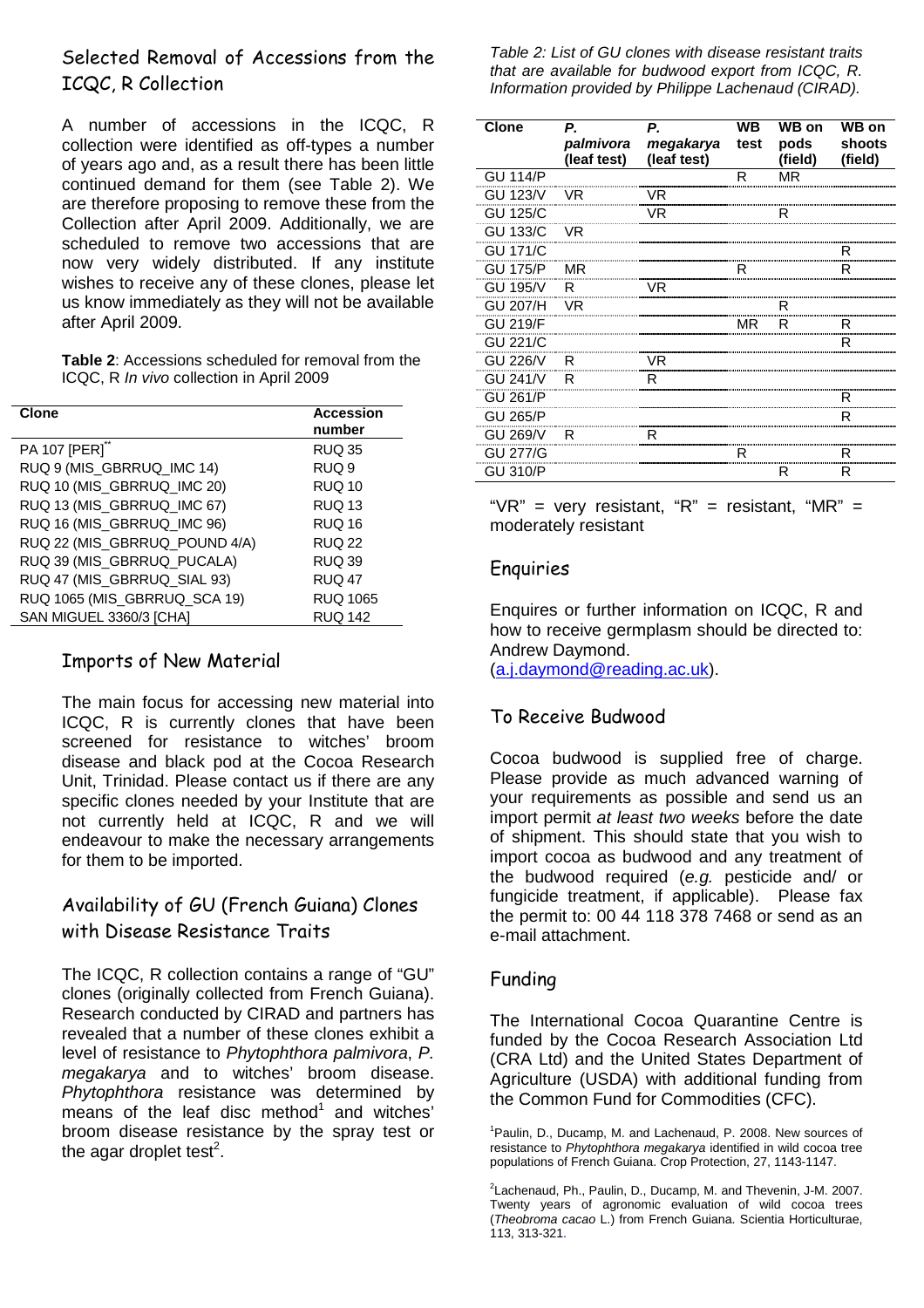## Selected Removal of Accessions from the ICQC, R Collection

A number of accessions in the ICQC, R collection were identified as off-types a number of years ago and, as a result there has been little continued demand for them (see Table 2). We are therefore proposing to remove these from the Collection after April 2009. Additionally, we are scheduled to remove two accessions that are now very widely distributed. If any institute wishes to receive any of these clones, please let us know immediately as they will not be available after April 2009.

**Table 2**: Accessions scheduled for removal from the ICQC, R *In vivo* collection in April 2009

| Clone | Accession number |
|---|---|
| PA 107 [PER]** | RUQ 35 |
| RUQ 9 (MIS_GBRRUQ_IMC 14) | RUQ 9 |
| RUQ 10 (MIS_GBRRUQ_IMC 20) | RUQ 10 |
| RUQ 13 (MIS_GBRRUQ_IMC 67) | RUQ 13 |
| RUQ 16 (MIS_GBRRUQ_IMC 96) | RUQ 16 |
| RUQ 22 (MIS_GBRRUQ_POUND 4/A) | RUQ 22 |
| RUQ 39 (MIS_GBRRUQ_PUCALA) | RUQ 39 |
| RUQ 47 (MIS_GBRRUQ_SIAL 93) | RUQ 47 |
| RUQ 1065 (MIS_GBRRUQ_SCA 19) | RUQ 1065 |
| SAN MIGUEL 3360/3 [CHA] | RUQ 142 |

## Imports of New Material

The main focus for accessing new material into ICQC, R is currently clones that have been screened for resistance to witches' broom disease and black pod at the Cocoa Research Unit, Trinidad. Please contact us if there are any specific clones needed by your Institute that are not currently held at ICQC, R and we will endeavour to make the necessary arrangements for them to be imported.

## Availability of GU (French Guiana) Clones with Disease Resistance Traits

The ICQC, R collection contains a range of "GU" clones (originally collected from French Guiana). Research conducted by CIRAD and partners has revealed that a number of these clones exhibit a level of resistance to *Phytophthora palmivora*, *P. megakarya* and to witches' broom disease. *Phytophthora* resistance was determined by means of the leaf disc method[1] and witches' broom disease resistance by the spray test or the agar droplet test[2].

*Table 2: List of GU clones with disease resistant traits that are available for budwood export from ICQC, R. Information provided by Philippe Lachenaud (CIRAD).*

| Clone | *P. palmivora* (leaf test) | *P. megakarya* (leaf test) | WB test | WB on pods (field) | WB on shoots (field) |
|---|---|---|---|---|---|
| GU 114/P | | | R | MR | |
| GU 123/V | VR | VR | | | |
| GU 125/C | | VR | | R | |
| GU 133/C | VR | | | | |
| GU 171/C | | | | | R |
| GU 175/P | MR | | R | | R |
| GU 195/V | R | VR | | | |
| GU 207/H | VR | | | R | |
| GU 219/F | | | MR | R | R |
| GU 221/C | | | | | R |
| GU 226/V | R | VR | | | |
| GU 241/V | R | R | | | |
| GU 261/P | | | | | R |
| GU 265/P | | | | | R |
| GU 269/V | R | R | | | |
| GU 277/G | | | R | | R |
| GU 310/P | | | | R | R |

"VR" = very resistant, "R" = resistant, "MR" = moderately resistant

## Enquiries

Enquires or further information on ICQC, R and how to receive germplasm should be directed to: Andrew Daymond.
(a.j.daymond@reading.ac.uk).

## To Receive Budwood

Cocoa budwood is supplied free of charge. Please provide as much advanced warning of your requirements as possible and send us an import permit *at least two weeks* before the date of shipment. This should state that you wish to import cocoa as budwood and any treatment of the budwood required (*e.g.* pesticide and/ or fungicide treatment, if applicable). Please fax the permit to: 00 44 118 378 7468 or send as an e-mail attachment.

## Funding

The International Cocoa Quarantine Centre is funded by the Cocoa Research Association Ltd (CRA Ltd) and the United States Department of Agriculture (USDA) with additional funding from the Common Fund for Commodities (CFC).

[1]Paulin, D., Ducamp, M. and Lachenaud, P. 2008. New sources of resistance to *Phytophthora megakarya* identified in wild cocoa tree populations of French Guiana. Crop Protection, 27, 1143-1147.

[2]Lachenaud, Ph., Paulin, D., Ducamp, M. and Thevenin, J-M. 2007. Twenty years of agronomic evaluation of wild cocoa trees (*Theobroma cacao* L.) from French Guiana. Scientia Horticulturae, 113, 313-321.